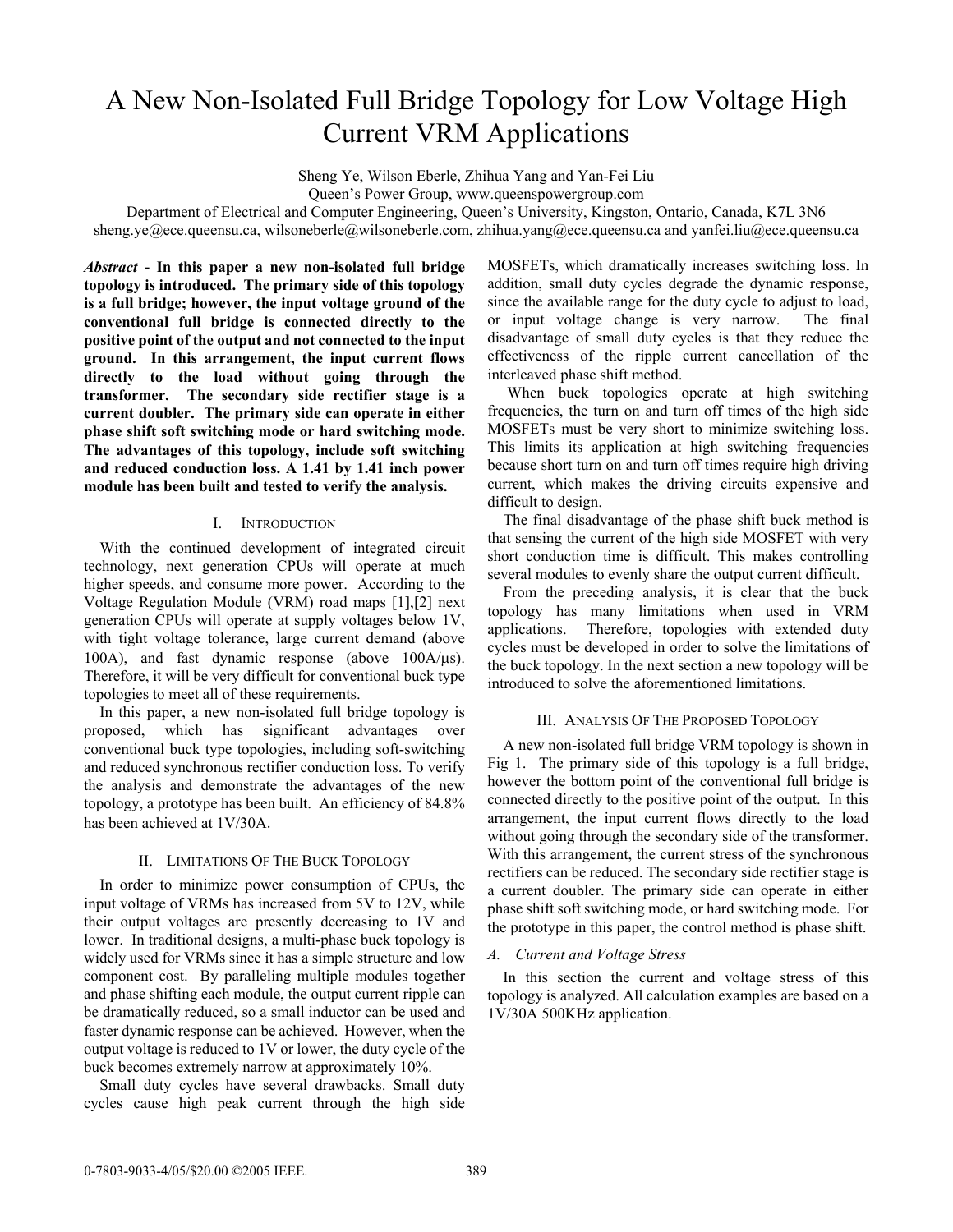# A New Non-Isolated Full Bridge Topology for Low Voltage High Current VRM Applications

Sheng Ye, Wilson Eberle, Zhihua Yang and Yan-Fei Liu

Queen's Power Group, www.queenspowergroup.com

Department of Electrical and Computer Engineering, Queen's University, Kingston, Ontario, Canada, K7L 3N6

sheng.ye@ece.queensu.ca, wilsoneberle@wilsoneberle.com, zhihua.yang@ece.queensu.ca and yanfei.liu@ece.queensu.ca

***Abstract* - In this paper a new non-isolated full bridge topology is introduced. The primary side of this topology is a full bridge; however, the input voltage ground of the conventional full bridge is connected directly to the positive point of the output and not connected to the input ground. In this arrangement, the input current flows directly to the load without going through the transformer. The secondary side rectifier stage is a current doubler. The primary side can operate in either phase shift soft switching mode or hard switching mode. The advantages of this topology, include soft switching and reduced conduction loss. A 1.41 by 1.41 inch power module has been built and tested to verify the analysis.**

## I. Introduction

With the continued development of integrated circuit technology, next generation CPUs will operate at much higher speeds, and consume more power. According to the Voltage Regulation Module (VRM) road maps [1],[2] next generation CPUs will operate at supply voltages below 1V, with tight voltage tolerance, large current demand (above 100A), and fast dynamic response (above 100A/μs). Therefore, it will be very difficult for conventional buck type topologies to meet all of these requirements.

In this paper, a new non-isolated full bridge topology is proposed, which has significant advantages over conventional buck type topologies, including soft-switching and reduced synchronous rectifier conduction loss. To verify the analysis and demonstrate the advantages of the new topology, a prototype has been built. An efficiency of 84.8% has been achieved at 1V/30A.

## II. Limitations Of The Buck Topology

In order to minimize power consumption of CPUs, the input voltage of VRMs has increased from 5V to 12V, while their output voltages are presently decreasing to 1V and lower. In traditional designs, a multi-phase buck topology is widely used for VRMs since it has a simple structure and low component cost. By paralleling multiple modules together and phase shifting each module, the output current ripple can be dramatically reduced, so a small inductor can be used and faster dynamic response can be achieved. However, when the output voltage is reduced to 1V or lower, the duty cycle of the buck becomes extremely narrow at approximately 10%.

Small duty cycles have several drawbacks. Small duty cycles cause high peak current through the high side MOSFETs, which dramatically increases switching loss. In addition, small duty cycles degrade the dynamic response, since the available range for the duty cycle to adjust to load, or input voltage change is very narrow. The final disadvantage of small duty cycles is that they reduce the effectiveness of the ripple current cancellation of the interleaved phase shift method.

When buck topologies operate at high switching frequencies, the turn on and turn off times of the high side MOSFETs must be very short to minimize switching loss. This limits its application at high switching frequencies because short turn on and turn off times require high driving current, which makes the driving circuits expensive and difficult to design.

The final disadvantage of the phase shift buck method is that sensing the current of the high side MOSFET with very short conduction time is difficult. This makes controlling several modules to evenly share the output current difficult.

From the preceding analysis, it is clear that the buck topology has many limitations when used in VRM applications. Therefore, topologies with extended duty cycles must be developed in order to solve the limitations of the buck topology. In the next section a new topology will be introduced to solve the aforementioned limitations.

## III. Analysis Of The Proposed Topology

A new non-isolated full bridge VRM topology is shown in Fig 1. The primary side of this topology is a full bridge, however the bottom point of the conventional full bridge is connected directly to the positive point of the output. In this arrangement, the input current flows directly to the load without going through the secondary side of the transformer. With this arrangement, the current stress of the synchronous rectifiers can be reduced. The secondary side rectifier stage is a current doubler. The primary side can operate in either phase shift soft switching mode, or hard switching mode. For the prototype in this paper, the control method is phase shift.

### *A. Current and Voltage Stress*

In this section the current and voltage stress of this topology is analyzed. All calculation examples are based on a 1V/30A 500KHz application.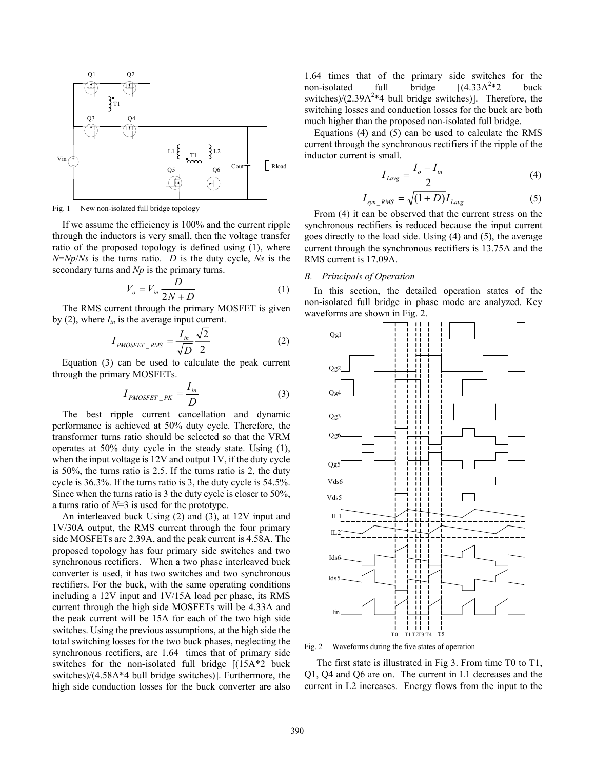Fig. 1 New non-isolated full bridge topology

If we assume the efficiency is 100% and the current ripple through the inductors is very small, then the voltage transfer ratio of the proposed topology is defined using (1), where $N=Np/Ns$ is the turns ratio. $D$ is the duty cycle, $Ns$ is the secondary turns and $Np$ is the primary turns.

$$V_o = V_{in} \frac{D}{2N + D} \tag{1}$$

The RMS current through the primary MOSFET is given by (2), where $I_{in}$ is the average input current.

$$I_{PMOSFET\_RMS} = \frac{I_{in}}{\sqrt{D}} \frac{\sqrt{2}}{2} \tag{2}$$

Equation (3) can be used to calculate the peak current through the primary MOSFETs.

$$I_{PMOSFET\_PK} = \frac{I_{in}}{D} \tag{3}$$

The best ripple current cancellation and dynamic performance is achieved at 50% duty cycle. Therefore, the transformer turns ratio should be selected so that the VRM operates at 50% duty cycle in the steady state. Using (1), when the input voltage is 12V and output 1V, if the duty cycle is 50%, the turns ratio is 2.5. If the turns ratio is 2, the duty cycle is 36.3%. If the turns ratio is 3, the duty cycle is 54.5%. Since when the turns ratio is 3 the duty cycle is closer to 50%, a turns ratio of $N$=3 is used for the prototype.

An interleaved buck Using (2) and (3), at 12V input and 1V/30A output, the RMS current through the four primary side MOSFETs are 2.39A, and the peak current is 4.58A. The proposed topology has four primary side switches and two synchronous rectifiers. When a two phase interleaved buck converter is used, it has two switches and two synchronous rectifiers. For the buck, with the same operating conditions including a 12V input and 1V/15A load per phase, its RMS current through the high side MOSFETs will be 4.33A and the peak current will be 15A for each of the two high side switches. Using the previous assumptions, at the high side the total switching losses for the two buck phases, neglecting the synchronous rectifiers, are 1.64 times that of primary side switches for the non-isolated full bridge [(15A*2 buck switches)/(4.58A*4 bull bridge switches)]. Furthermore, the high side conduction losses for the buck converter are also 1.64 times that of the primary side switches for the non-isolated full bridge [(4.33A$^2$*2 buck switches)/(2.39A$^2$*4 bull bridge switches)]. Therefore, the switching losses and conduction losses for the buck are both much higher than the proposed non-isolated full bridge.

Equations (4) and (5) can be used to calculate the RMS current through the synchronous rectifiers if the ripple of the inductor current is small.

$$I_{Lavg} = \frac{I_o - I_{in}}{2} \tag{4}$$

$$I_{syn\_RMS} = \sqrt{(1+D)} I_{Lavg} \tag{5}$$

From (4) it can be observed that the current stress on the synchronous rectifiers is reduced because the input current goes directly to the load side. Using (4) and (5), the average current through the synchronous rectifiers is 13.75A and the RMS current is 17.09A.

### B. Principals of Operation

In this section, the detailed operation states of the non-isolated full bridge in phase mode are analyzed. Key waveforms are shown in Fig. 2.

Fig. 2 Waveforms during the five states of operation

The first state is illustrated in Fig 3. From time T0 to T1, Q1, Q4 and Q6 are on. The current in L1 decreases and the current in L2 increases. Energy flows from the input to the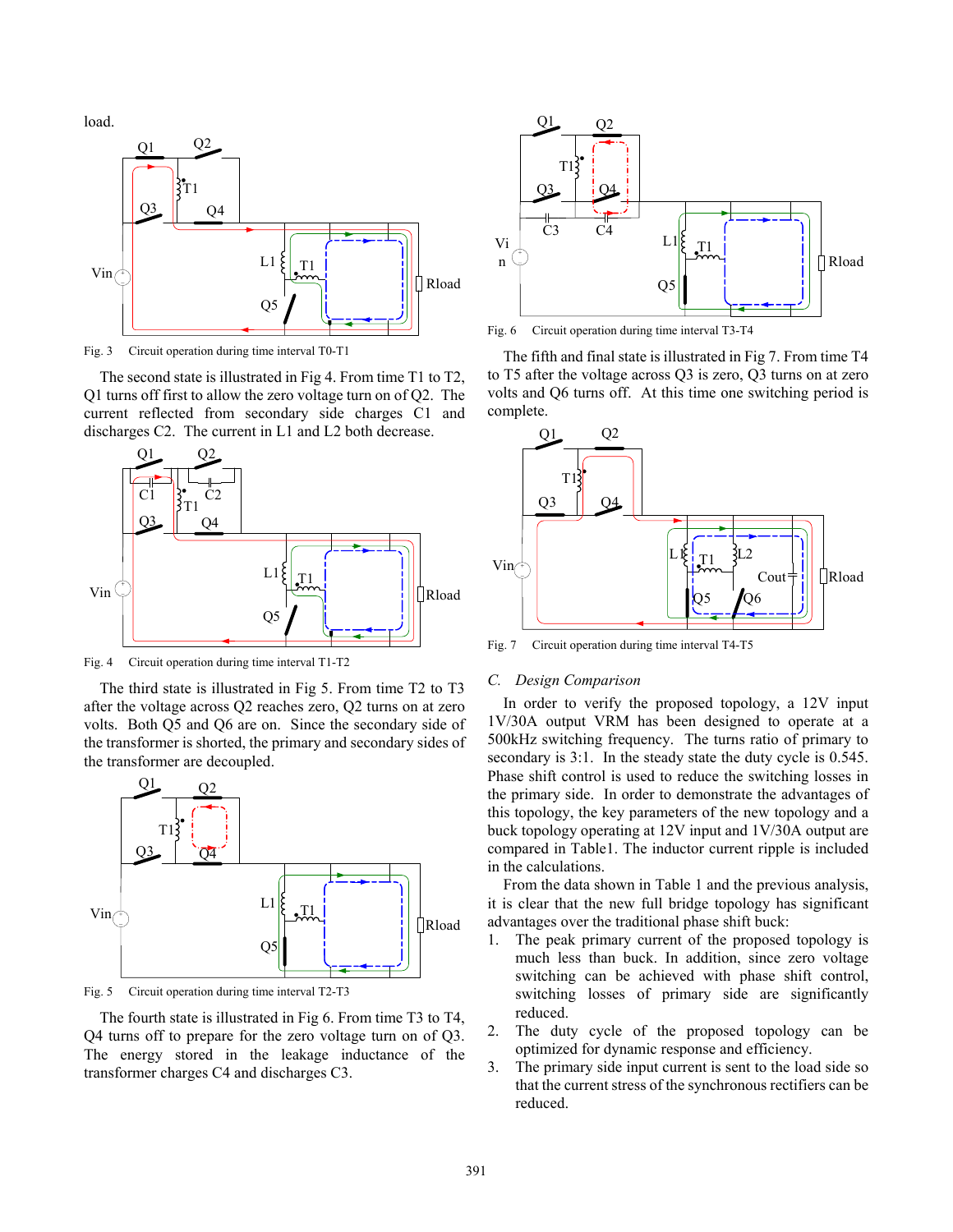load.

Fig. 3 Circuit operation during time interval T0-T1

The second state is illustrated in Fig 4. From time T1 to T2, Q1 turns off first to allow the zero voltage turn on of Q2. The current reflected from secondary side charges C1 and discharges C2. The current in L1 and L2 both decrease.

Fig. 4 Circuit operation during time interval T1-T2

The third state is illustrated in Fig 5. From time T2 to T3 after the voltage across Q2 reaches zero, Q2 turns on at zero volts. Both Q5 and Q6 are on. Since the secondary side of the transformer is shorted, the primary and secondary sides of the transformer are decoupled.

Fig. 5 Circuit operation during time interval T2-T3

The fourth state is illustrated in Fig 6. From time T3 to T4, Q4 turns off to prepare for the zero voltage turn on of Q3. The energy stored in the leakage inductance of the transformer charges C4 and discharges C3.

Fig. 6 Circuit operation during time interval T3-T4

The fifth and final state is illustrated in Fig 7. From time T4 to T5 after the voltage across Q3 is zero, Q3 turns on at zero volts and Q6 turns off. At this time one switching period is complete.

Fig. 7 Circuit operation during time interval T4-T5

### *C. Design Comparison*

In order to verify the proposed topology, a 12V input 1V/30A output VRM has been designed to operate at a 500kHz switching frequency. The turns ratio of primary to secondary is 3:1. In the steady state the duty cycle is 0.545. Phase shift control is used to reduce the switching losses in the primary side. In order to demonstrate the advantages of this topology, the key parameters of the new topology and a buck topology operating at 12V input and 1V/30A output are compared in Table1. The inductor current ripple is included in the calculations.

From the data shown in Table 1 and the previous analysis, it is clear that the new full bridge topology has significant advantages over the traditional phase shift buck:

1. The peak primary current of the proposed topology is much less than buck. In addition, since zero voltage switching can be achieved with phase shift control, switching losses of primary side are significantly reduced.
2. The duty cycle of the proposed topology can be optimized for dynamic response and efficiency.
3. The primary side input current is sent to the load side so that the current stress of the synchronous rectifiers can be reduced.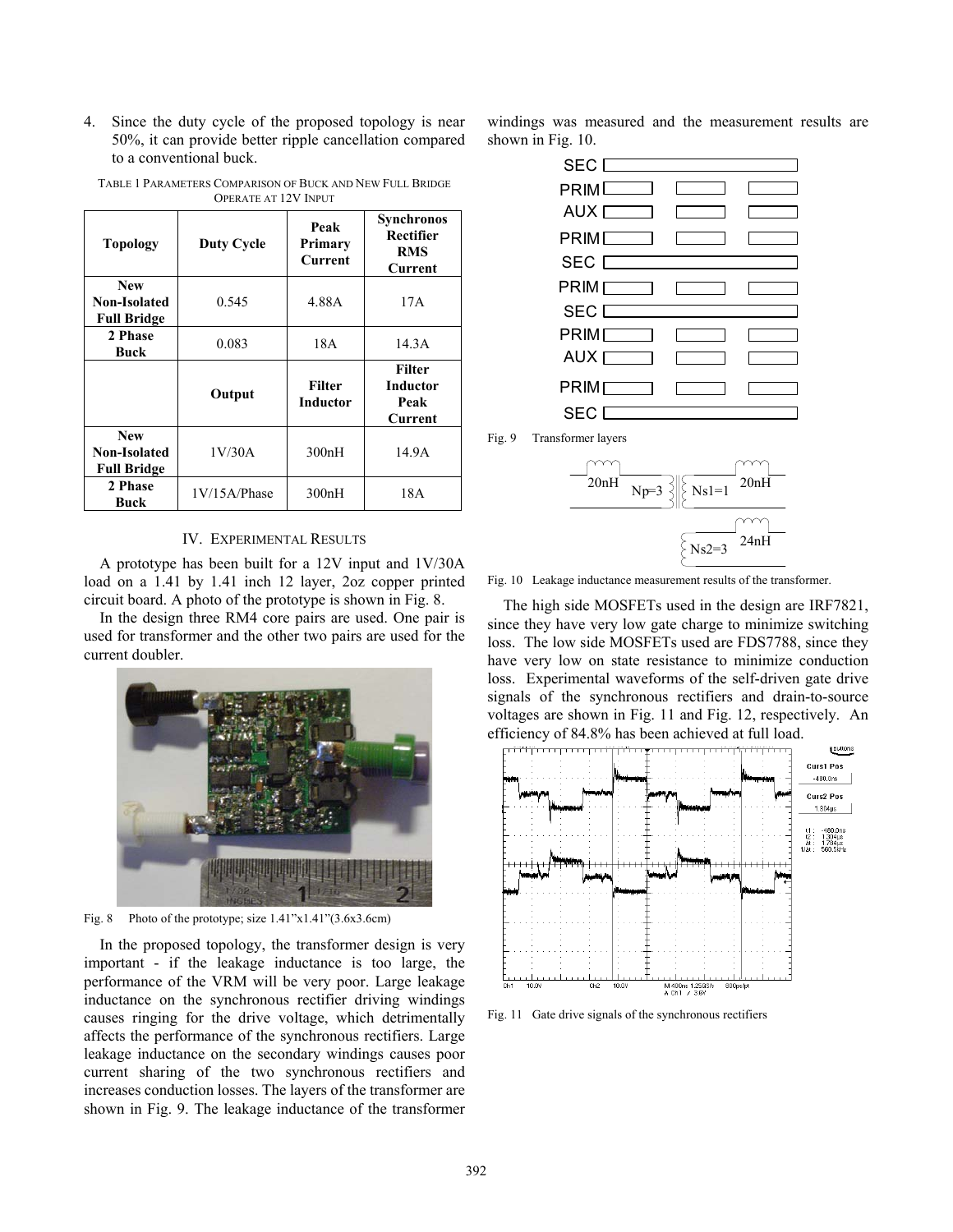4. Since the duty cycle of the proposed topology is near 50%, it can provide better ripple cancellation compared to a conventional buck.

TABLE 1 PARAMETERS COMPARISON OF BUCK AND NEW FULL BRIDGE OPERATE AT 12V INPUT

| Topology | Duty Cycle | Peak Primary Current | Synchronos Rectifier RMS Current |
|---|---|---|---|
| **New Non-Isolated Full Bridge** | 0.545 | 4.88A | 17A |
| **2 Phase Buck** | 0.083 | 18A | 14.3A |
| | **Output** | **Filter Inductor** | **Filter Inductor Peak Current** |
| **New Non-Isolated Full Bridge** | 1V/30A | 300nH | 14.9A |
| **2 Phase Buck** | 1V/15A/Phase | 300nH | 18A |

## IV. EXPERIMENTAL RESULTS

A prototype has been built for a 12V input and 1V/30A load on a 1.41 by 1.41 inch 12 layer, 2oz copper printed circuit board. A photo of the prototype is shown in Fig. 8.

In the design three RM4 core pairs are used. One pair is used for transformer and the other two pairs are used for the current doubler.

Fig. 8 Photo of the prototype; size 1.41"x1.41"(3.6x3.6cm)

In the proposed topology, the transformer design is very important - if the leakage inductance is too large, the performance of the VRM will be very poor. Large leakage inductance on the synchronous rectifier driving windings causes ringing for the drive voltage, which detrimentally affects the performance of the synchronous rectifiers. Large leakage inductance on the secondary windings causes poor current sharing of the two synchronous rectifiers and increases conduction losses. The layers of the transformer are shown in Fig. 9. The leakage inductance of the transformer windings was measured and the measurement results are shown in Fig. 10.

Fig. 9 Transformer layers

Fig. 10 Leakage inductance measurement results of the transformer.

The high side MOSFETs used in the design are IRF7821, since they have very low gate charge to minimize switching loss. The low side MOSFETs used are FDS7788, since they have very low on state resistance to minimize conduction loss. Experimental waveforms of the self-driven gate drive signals of the synchronous rectifiers and drain-to-source voltages are shown in Fig. 11 and Fig. 12, respectively. An efficiency of 84.8% has been achieved at full load.

Fig. 11 Gate drive signals of the synchronous rectifiers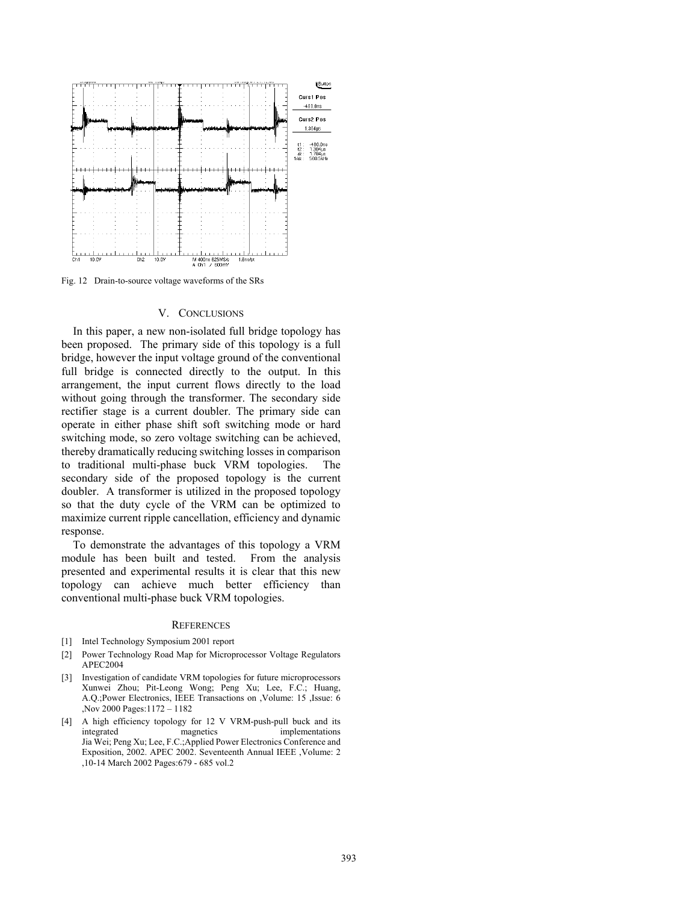Ch1 10.0V Ch2 10.0V M 400ns 625MS/s 1.6ns/pt
A Ch1 ∕ 600mV

Button
Curs1 Pos
-480.0ns
Curs2 Pos
1.304μs

t1: -480.0ns
t2: 1.304μs
Δt: 1.784μs
1/Δt: 560.5kHz

Fig. 12 Drain-to-source voltage waveforms of the SRs

## V. CONCLUSIONS

In this paper, a new non-isolated full bridge topology has been proposed. The primary side of this topology is a full bridge, however the input voltage ground of the conventional full bridge is connected directly to the output. In this arrangement, the input current flows directly to the load without going through the transformer. The secondary side rectifier stage is a current doubler. The primary side can operate in either phase shift soft switching mode or hard switching mode, so zero voltage switching can be achieved, thereby dramatically reducing switching losses in comparison to traditional multi-phase buck VRM topologies. The secondary side of the proposed topology is the current doubler. A transformer is utilized in the proposed topology so that the duty cycle of the VRM can be optimized to maximize current ripple cancellation, efficiency and dynamic response.

To demonstrate the advantages of this topology a VRM module has been built and tested. From the analysis presented and experimental results it is clear that this new topology can achieve much better efficiency than conventional multi-phase buck VRM topologies.

## REFERENCES

[1] Intel Technology Symposium 2001 report

[2] Power Technology Road Map for Microprocessor Voltage Regulators APEC2004

[3] Investigation of candidate VRM topologies for future microprocessors Xunwei Zhou; Pit-Leong Wong; Peng Xu; Lee, F.C.; Huang, A.Q.;Power Electronics, IEEE Transactions on ,Volume: 15 ,Issue: 6 ,Nov 2000 Pages:1172 – 1182

[4] A high efficiency topology for 12 V VRM-push-pull buck and its integrated magnetics implementations Jia Wei; Peng Xu; Lee, F.C.;Applied Power Electronics Conference and Exposition, 2002. APEC 2002. Seventeenth Annual IEEE ,Volume: 2 ,10-14 March 2002 Pages:679 - 685 vol.2